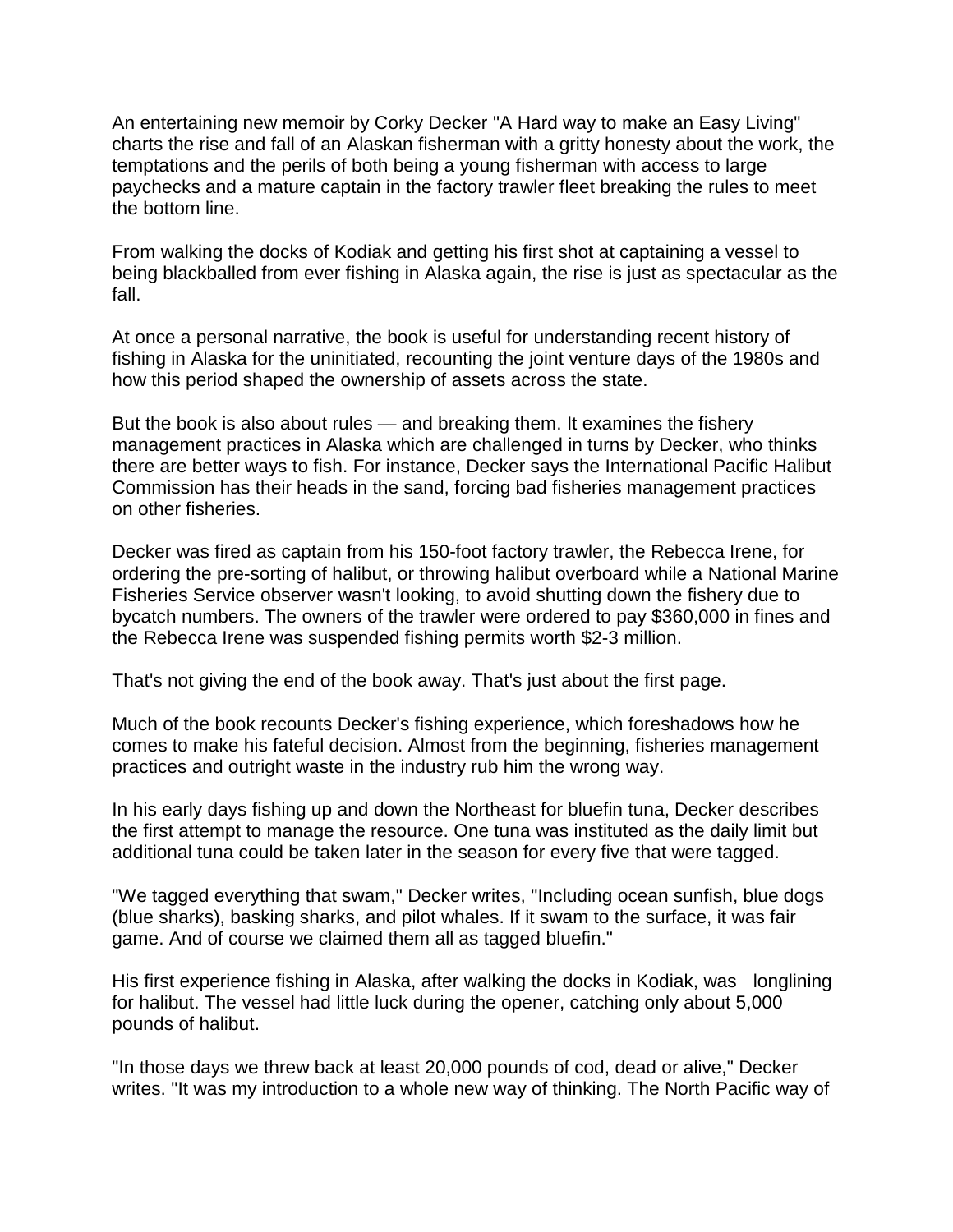An entertaining new memoir by Corky Decker "A Hard way to make an Easy Living" charts the rise and fall of an Alaskan fisherman with a gritty honesty about the work, the temptations and the perils of both being a young fisherman with access to large paychecks and a mature captain in the factory trawler fleet breaking the rules to meet the bottom line.

From walking the docks of Kodiak and getting his first shot at captaining a vessel to being blackballed from ever fishing in Alaska again, the rise is just as spectacular as the fall.

At once a personal narrative, the book is useful for understanding recent history of fishing in Alaska for the uninitiated, recounting the joint venture days of the 1980s and how this period shaped the ownership of assets across the state.

But the book is also about rules — and breaking them. It examines the fishery management practices in Alaska which are challenged in turns by Decker, who thinks there are better ways to fish. For instance, Decker says the International Pacific Halibut Commission has their heads in the sand, forcing bad fisheries management practices on other fisheries.

Decker was fired as captain from his 150-foot factory trawler, the Rebecca Irene, for ordering the pre-sorting of halibut, or throwing halibut overboard while a National Marine Fisheries Service observer wasn't looking, to avoid shutting down the fishery due to bycatch numbers. The owners of the trawler were ordered to pay $360,000 in fines and the Rebecca Irene was suspended fishing permits worth $2-3 million.

That's not giving the end of the book away. That's just about the first page.

Much of the book recounts Decker's fishing experience, which foreshadows how he comes to make his fateful decision. Almost from the beginning, fisheries management practices and outright waste in the industry rub him the wrong way.

In his early days fishing up and down the Northeast for bluefin tuna, Decker describes the first attempt to manage the resource. One tuna was instituted as the daily limit but additional tuna could be taken later in the season for every five that were tagged.

"We tagged everything that swam," Decker writes, "Including ocean sunfish, blue dogs (blue sharks), basking sharks, and pilot whales. If it swam to the surface, it was fair game. And of course we claimed them all as tagged bluefin."

His first experience fishing in Alaska, after walking the docks in Kodiak, was longlining for halibut. The vessel had little luck during the opener, catching only about 5,000 pounds of halibut.

"In those days we threw back at least 20,000 pounds of cod, dead or alive," Decker writes. "It was my introduction to a whole new way of thinking. The North Pacific way of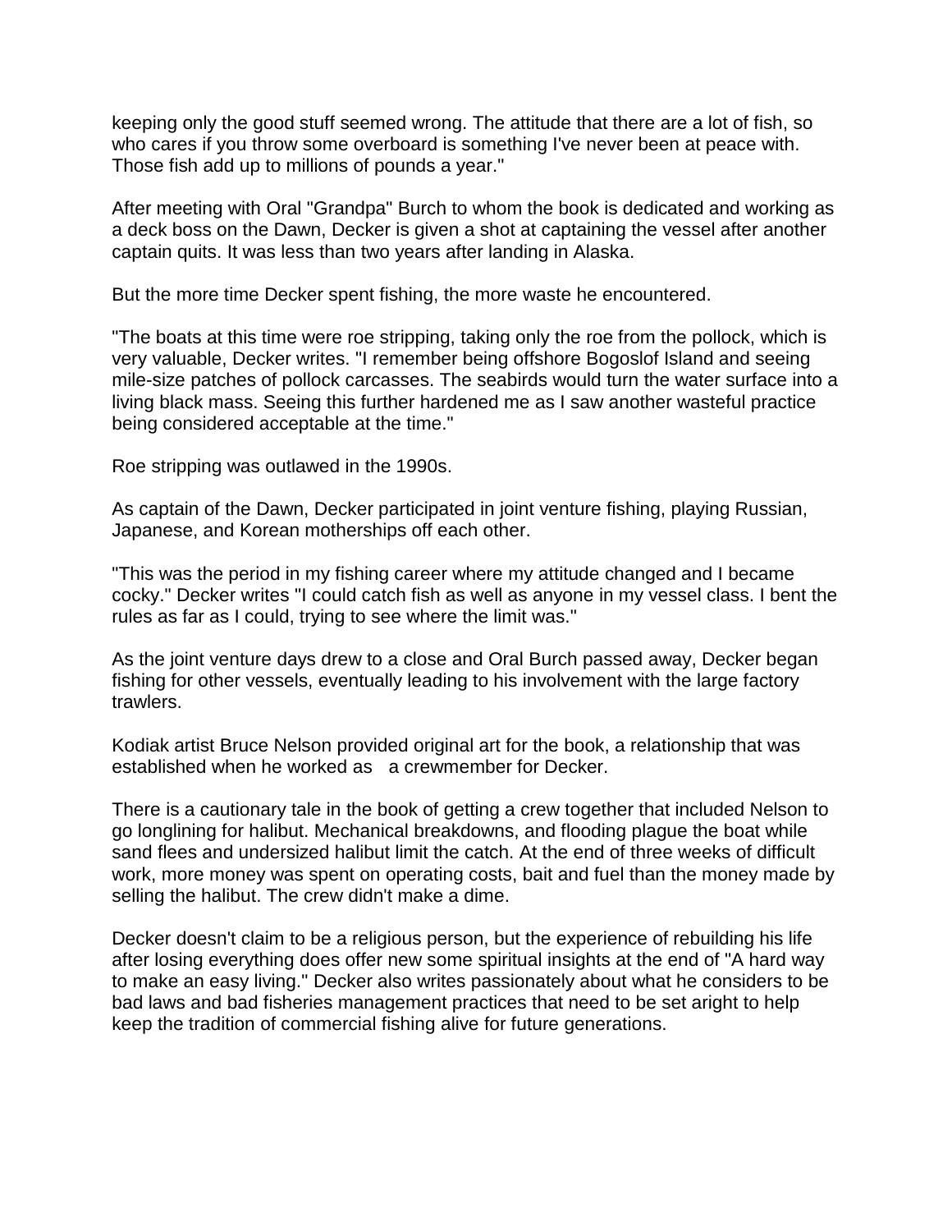keeping only the good stuff seemed wrong. The attitude that there are a lot of fish, so who cares if you throw some overboard is something I've never been at peace with. Those fish add up to millions of pounds a year."

After meeting with Oral "Grandpa" Burch to whom the book is dedicated and working as a deck boss on the Dawn, Decker is given a shot at captaining the vessel after another captain quits. It was less than two years after landing in Alaska.

But the more time Decker spent fishing, the more waste he encountered.

"The boats at this time were roe stripping, taking only the roe from the pollock, which is very valuable, Decker writes. "I remember being offshore Bogoslof Island and seeing mile-size patches of pollock carcasses. The seabirds would turn the water surface into a living black mass. Seeing this further hardened me as I saw another wasteful practice being considered acceptable at the time."

Roe stripping was outlawed in the 1990s.

As captain of the Dawn, Decker participated in joint venture fishing, playing Russian, Japanese, and Korean motherships off each other.

"This was the period in my fishing career where my attitude changed and I became cocky." Decker writes "I could catch fish as well as anyone in my vessel class. I bent the rules as far as I could, trying to see where the limit was."

As the joint venture days drew to a close and Oral Burch passed away, Decker began fishing for other vessels, eventually leading to his involvement with the large factory trawlers.

Kodiak artist Bruce Nelson provided original art for the book, a relationship that was established when he worked as a crewmember for Decker.

There is a cautionary tale in the book of getting a crew together that included Nelson to go longlining for halibut. Mechanical breakdowns, and flooding plague the boat while sand flees and undersized halibut limit the catch. At the end of three weeks of difficult work, more money was spent on operating costs, bait and fuel than the money made by selling the halibut. The crew didn't make a dime.

Decker doesn't claim to be a religious person, but the experience of rebuilding his life after losing everything does offer new some spiritual insights at the end of "A hard way to make an easy living." Decker also writes passionately about what he considers to be bad laws and bad fisheries management practices that need to be set aright to help keep the tradition of commercial fishing alive for future generations.